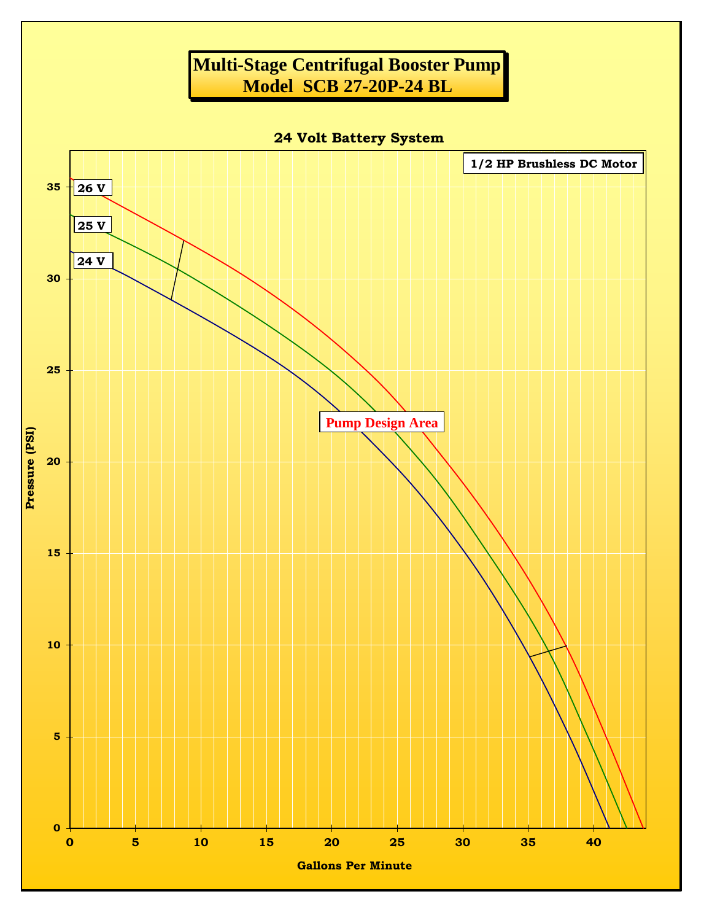# Multi-Stage Centrifugal Booster Pump
# Model SCB 27-20P-24 BL

**24 Volt Battery System**

**1/2 HP Brushless DC Motor**

26 V

25 V

24 V

Pump Design Area

Pressure (PSI)

Gallons Per Minute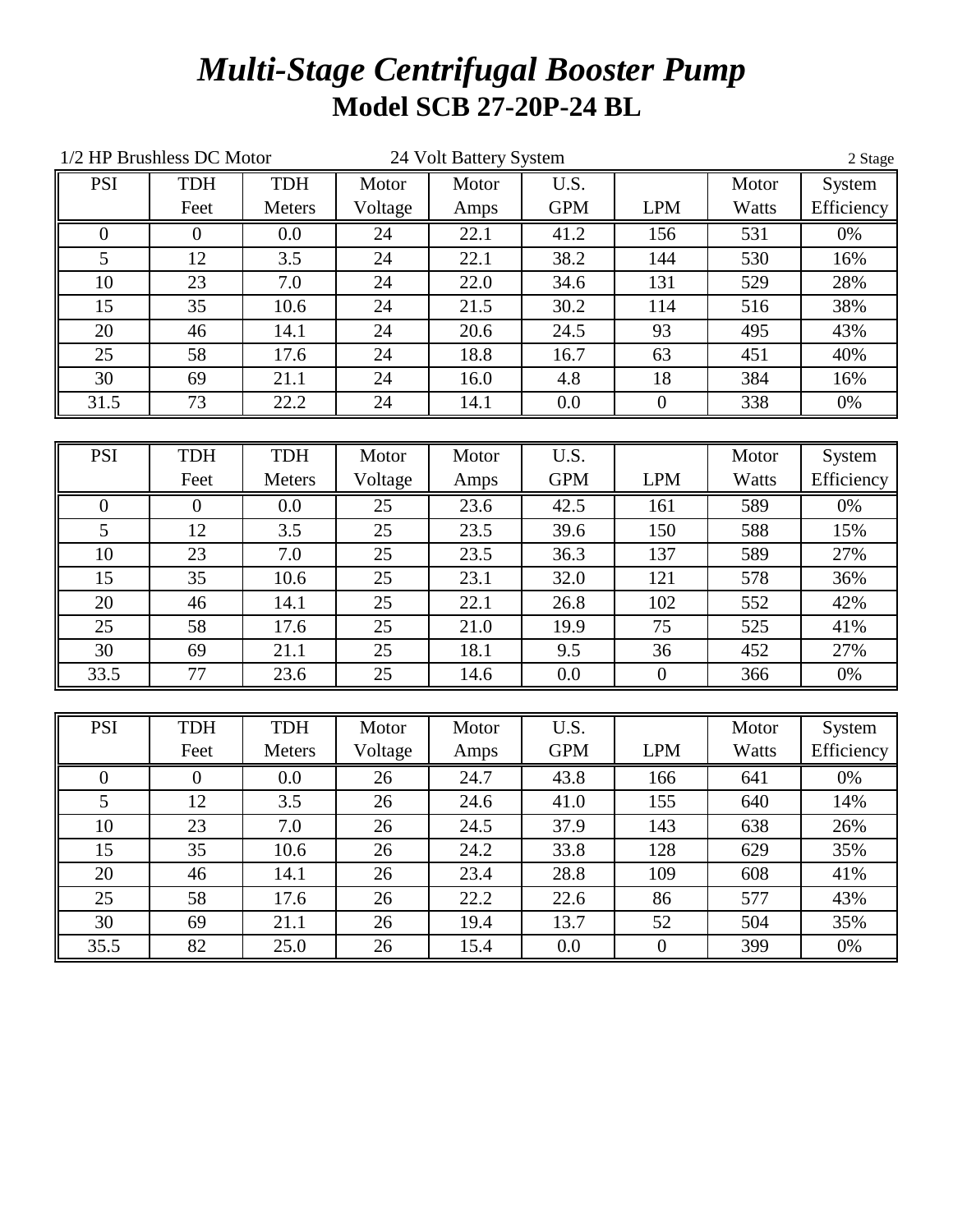# *Multi-Stage Centrifugal Booster Pump*

## Model SCB 27-20P-24 BL

1/2 HP Brushless DC Motor 24 Volt Battery System 2 Stage

| PSI | TDH Feet | TDH Meters | Motor Voltage | Motor Amps | U.S. GPM | LPM | Motor Watts | System Efficiency |
|---|---|---|---|---|---|---|---|---|
| 0 | 0 | 0.0 | 24 | 22.1 | 41.2 | 156 | 531 | 0% |
| 5 | 12 | 3.5 | 24 | 22.1 | 38.2 | 144 | 530 | 16% |
| 10 | 23 | 7.0 | 24 | 22.0 | 34.6 | 131 | 529 | 28% |
| 15 | 35 | 10.6 | 24 | 21.5 | 30.2 | 114 | 516 | 38% |
| 20 | 46 | 14.1 | 24 | 20.6 | 24.5 | 93 | 495 | 43% |
| 25 | 58 | 17.6 | 24 | 18.8 | 16.7 | 63 | 451 | 40% |
| 30 | 69 | 21.1 | 24 | 16.0 | 4.8 | 18 | 384 | 16% |
| 31.5 | 73 | 22.2 | 24 | 14.1 | 0.0 | 0 | 338 | 0% |

| PSI | TDH Feet | TDH Meters | Motor Voltage | Motor Amps | U.S. GPM | LPM | Motor Watts | System Efficiency |
|---|---|---|---|---|---|---|---|---|
| 0 | 0 | 0.0 | 25 | 23.6 | 42.5 | 161 | 589 | 0% |
| 5 | 12 | 3.5 | 25 | 23.5 | 39.6 | 150 | 588 | 15% |
| 10 | 23 | 7.0 | 25 | 23.5 | 36.3 | 137 | 589 | 27% |
| 15 | 35 | 10.6 | 25 | 23.1 | 32.0 | 121 | 578 | 36% |
| 20 | 46 | 14.1 | 25 | 22.1 | 26.8 | 102 | 552 | 42% |
| 25 | 58 | 17.6 | 25 | 21.0 | 19.9 | 75 | 525 | 41% |
| 30 | 69 | 21.1 | 25 | 18.1 | 9.5 | 36 | 452 | 27% |
| 33.5 | 77 | 23.6 | 25 | 14.6 | 0.0 | 0 | 366 | 0% |

| PSI | TDH Feet | TDH Meters | Motor Voltage | Motor Amps | U.S. GPM | LPM | Motor Watts | System Efficiency |
|---|---|---|---|---|---|---|---|---|
| 0 | 0 | 0.0 | 26 | 24.7 | 43.8 | 166 | 641 | 0% |
| 5 | 12 | 3.5 | 26 | 24.6 | 41.0 | 155 | 640 | 14% |
| 10 | 23 | 7.0 | 26 | 24.5 | 37.9 | 143 | 638 | 26% |
| 15 | 35 | 10.6 | 26 | 24.2 | 33.8 | 128 | 629 | 35% |
| 20 | 46 | 14.1 | 26 | 23.4 | 28.8 | 109 | 608 | 41% |
| 25 | 58 | 17.6 | 26 | 22.2 | 22.6 | 86 | 577 | 43% |
| 30 | 69 | 21.1 | 26 | 19.4 | 13.7 | 52 | 504 | 35% |
| 35.5 | 82 | 25.0 | 26 | 15.4 | 0.0 | 0 | 399 | 0% |